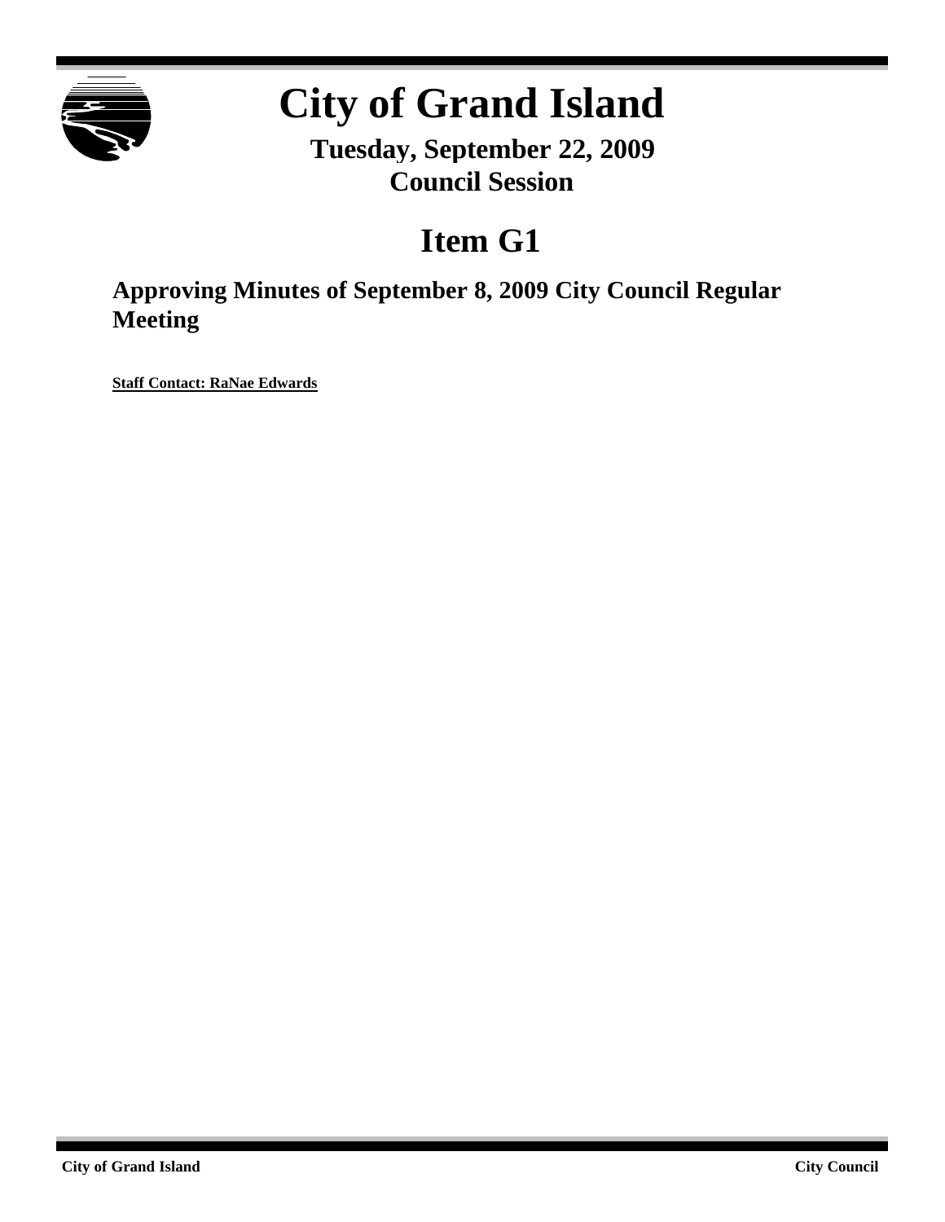# City of Grand Island

**Tuesday, September 22, 2009**
**Council Session**

## Item G1

### Approving Minutes of September 8, 2009 City Council Regular Meeting

**Staff Contact: RaNae Edwards**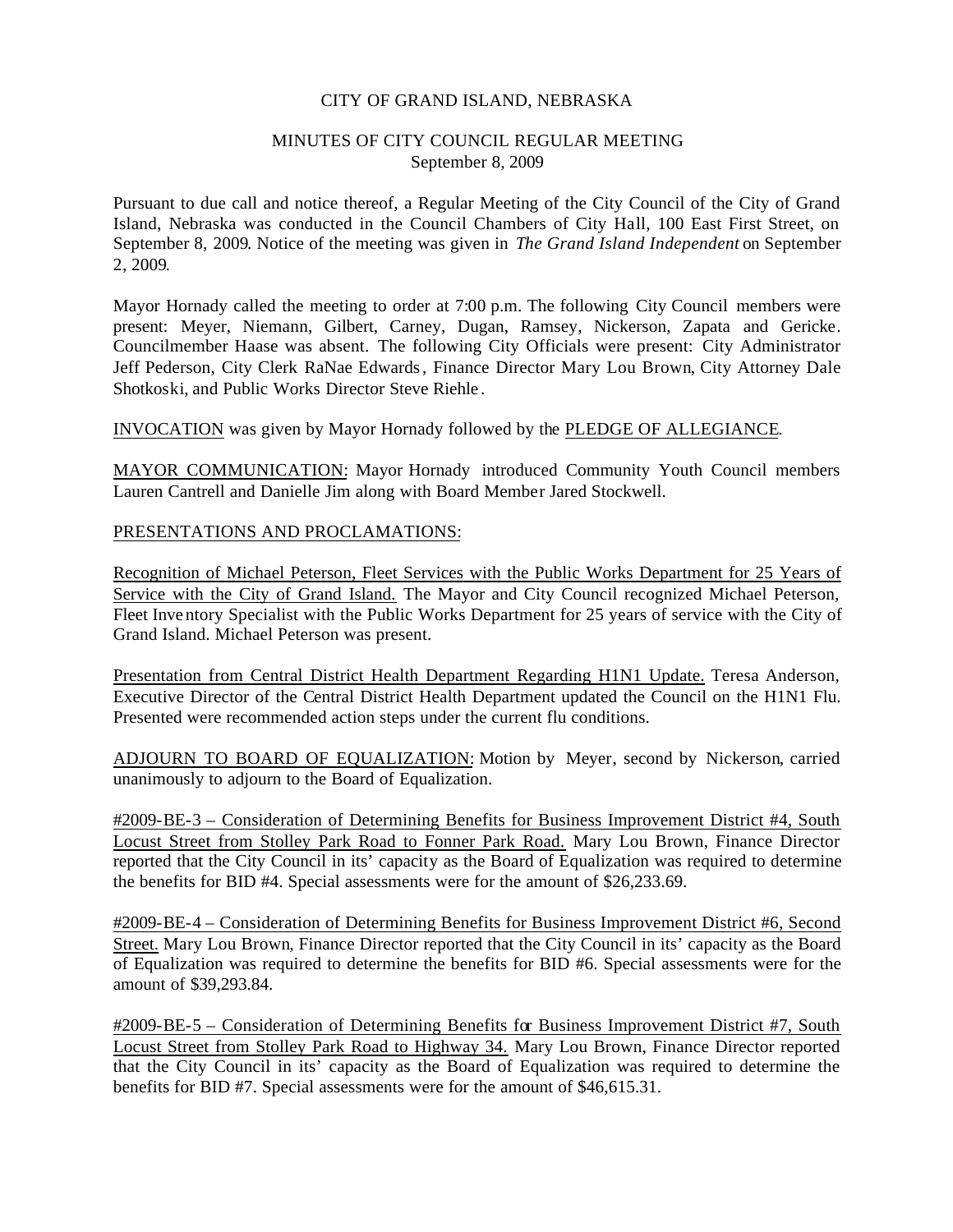CITY OF GRAND ISLAND, NEBRASKA

MINUTES OF CITY COUNCIL REGULAR MEETING
September 8, 2009

Pursuant to due call and notice thereof, a Regular Meeting of the City Council of the City of Grand Island, Nebraska was conducted in the Council Chambers of City Hall, 100 East First Street, on September 8, 2009. Notice of the meeting was given in *The Grand Island Independent* on September 2, 2009.

Mayor Hornady called the meeting to order at 7:00 p.m. The following City Council members were present: Meyer, Niemann, Gilbert, Carney, Dugan, Ramsey, Nickerson, Zapata and Gericke. Councilmember Haase was absent. The following City Officials were present: City Administrator Jeff Pederson, City Clerk RaNae Edwards, Finance Director Mary Lou Brown, City Attorney Dale Shotkoski, and Public Works Director Steve Riehle.

INVOCATION was given by Mayor Hornady followed by the PLEDGE OF ALLEGIANCE.

MAYOR COMMUNICATION: Mayor Hornady introduced Community Youth Council members Lauren Cantrell and Danielle Jim along with Board Member Jared Stockwell.

PRESENTATIONS AND PROCLAMATIONS:

Recognition of Michael Peterson, Fleet Services with the Public Works Department for 25 Years of Service with the City of Grand Island. The Mayor and City Council recognized Michael Peterson, Fleet Inventory Specialist with the Public Works Department for 25 years of service with the City of Grand Island. Michael Peterson was present.

Presentation from Central District Health Department Regarding H1N1 Update. Teresa Anderson, Executive Director of the Central District Health Department updated the Council on the H1N1 Flu. Presented were recommended action steps under the current flu conditions.

ADJOURN TO BOARD OF EQUALIZATION: Motion by Meyer, second by Nickerson, carried unanimously to adjourn to the Board of Equalization.

#2009-BE-3 – Consideration of Determining Benefits for Business Improvement District #4, South Locust Street from Stolley Park Road to Fonner Park Road. Mary Lou Brown, Finance Director reported that the City Council in its' capacity as the Board of Equalization was required to determine the benefits for BID #4. Special assessments were for the amount of $26,233.69.

#2009-BE-4 – Consideration of Determining Benefits for Business Improvement District #6, Second Street. Mary Lou Brown, Finance Director reported that the City Council in its' capacity as the Board of Equalization was required to determine the benefits for BID #6. Special assessments were for the amount of $39,293.84.

#2009-BE-5 – Consideration of Determining Benefits for Business Improvement District #7, South Locust Street from Stolley Park Road to Highway 34. Mary Lou Brown, Finance Director reported that the City Council in its' capacity as the Board of Equalization was required to determine the benefits for BID #7. Special assessments were for the amount of $46,615.31.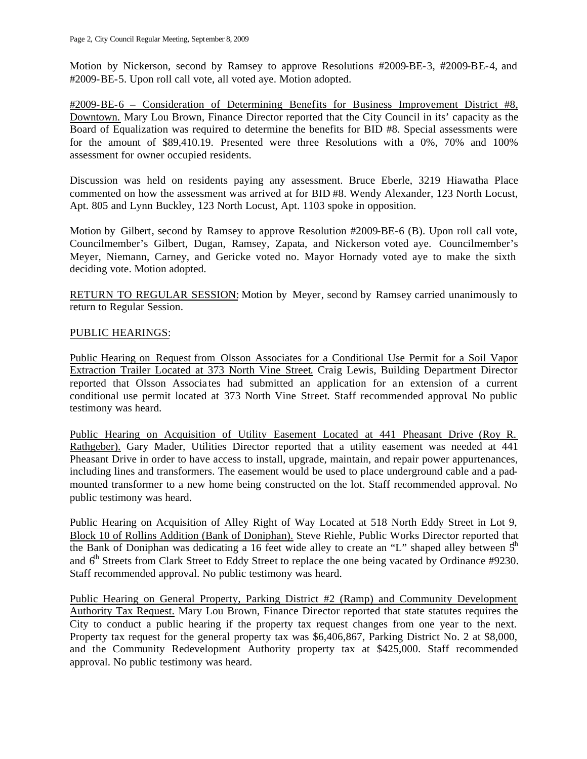Motion by Nickerson, second by Ramsey to approve Resolutions #2009-BE-3, #2009-BE-4, and #2009-BE-5. Upon roll call vote, all voted aye. Motion adopted.

#2009-BE-6 – Consideration of Determining Benefits for Business Improvement District #8, Downtown. Mary Lou Brown, Finance Director reported that the City Council in its' capacity as the Board of Equalization was required to determine the benefits for BID #8. Special assessments were for the amount of $89,410.19. Presented were three Resolutions with a 0%, 70% and 100% assessment for owner occupied residents.

Discussion was held on residents paying any assessment. Bruce Eberle, 3219 Hiawatha Place commented on how the assessment was arrived at for BID #8. Wendy Alexander, 123 North Locust, Apt. 805 and Lynn Buckley, 123 North Locust, Apt. 1103 spoke in opposition.

Motion by Gilbert, second by Ramsey to approve Resolution #2009-BE-6 (B). Upon roll call vote, Councilmember's Gilbert, Dugan, Ramsey, Zapata, and Nickerson voted aye. Councilmember's Meyer, Niemann, Carney, and Gericke voted no. Mayor Hornady voted aye to make the sixth deciding vote. Motion adopted.

RETURN TO REGULAR SESSION: Motion by Meyer, second by Ramsey carried unanimously to return to Regular Session.

PUBLIC HEARINGS:

Public Hearing on Request from Olsson Associates for a Conditional Use Permit for a Soil Vapor Extraction Trailer Located at 373 North Vine Street. Craig Lewis, Building Department Director reported that Olsson Associates had submitted an application for an extension of a current conditional use permit located at 373 North Vine Street. Staff recommended approval. No public testimony was heard.

Public Hearing on Acquisition of Utility Easement Located at 441 Pheasant Drive (Roy R. Rathgeber). Gary Mader, Utilities Director reported that a utility easement was needed at 441 Pheasant Drive in order to have access to install, upgrade, maintain, and repair power appurtenances, including lines and transformers. The easement would be used to place underground cable and a pad-mounted transformer to a new home being constructed on the lot. Staff recommended approval. No public testimony was heard.

Public Hearing on Acquisition of Alley Right of Way Located at 518 North Eddy Street in Lot 9, Block 10 of Rollins Addition (Bank of Doniphan). Steve Riehle, Public Works Director reported that the Bank of Doniphan was dedicating a 16 feet wide alley to create an "L" shaped alley between 5th and 6th Streets from Clark Street to Eddy Street to replace the one being vacated by Ordinance #9230. Staff recommended approval. No public testimony was heard.

Public Hearing on General Property, Parking District #2 (Ramp) and Community Development Authority Tax Request. Mary Lou Brown, Finance Director reported that state statutes requires the City to conduct a public hearing if the property tax request changes from one year to the next. Property tax request for the general property tax was $6,406,867, Parking District No. 2 at $8,000, and the Community Redevelopment Authority property tax at $425,000. Staff recommended approval. No public testimony was heard.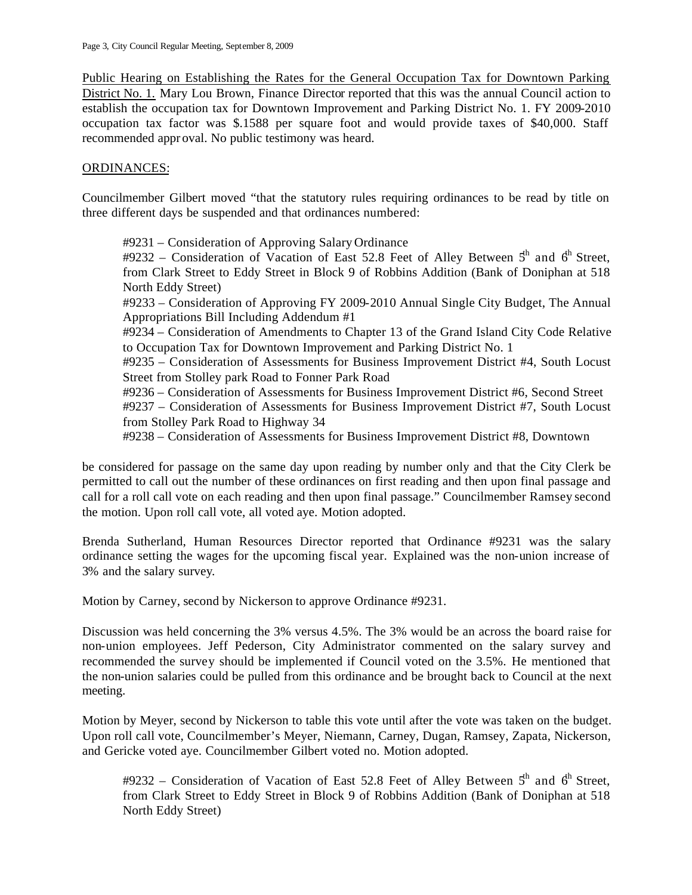Public Hearing on Establishing the Rates for the General Occupation Tax for Downtown Parking District No. 1. Mary Lou Brown, Finance Director reported that this was the annual Council action to establish the occupation tax for Downtown Improvement and Parking District No. 1. FY 2009-2010 occupation tax factor was $.1588 per square foot and would provide taxes of $40,000. Staff recommended approval. No public testimony was heard.

ORDINANCES:

Councilmember Gilbert moved "that the statutory rules requiring ordinances to be read by title on three different days be suspended and that ordinances numbered:

> #9231 – Consideration of Approving Salary Ordinance
> #9232 – Consideration of Vacation of East 52.8 Feet of Alley Between 5th and 6th Street, from Clark Street to Eddy Street in Block 9 of Robbins Addition (Bank of Doniphan at 518 North Eddy Street)
> #9233 – Consideration of Approving FY 2009-2010 Annual Single City Budget, The Annual Appropriations Bill Including Addendum #1
> #9234 – Consideration of Amendments to Chapter 13 of the Grand Island City Code Relative to Occupation Tax for Downtown Improvement and Parking District No. 1
> #9235 – Consideration of Assessments for Business Improvement District #4, South Locust Street from Stolley park Road to Fonner Park Road
> #9236 – Consideration of Assessments for Business Improvement District #6, Second Street
> #9237 – Consideration of Assessments for Business Improvement District #7, South Locust from Stolley Park Road to Highway 34
> #9238 – Consideration of Assessments for Business Improvement District #8, Downtown

be considered for passage on the same day upon reading by number only and that the City Clerk be permitted to call out the number of these ordinances on first reading and then upon final passage and call for a roll call vote on each reading and then upon final passage." Councilmember Ramsey second the motion. Upon roll call vote, all voted aye. Motion adopted.

Brenda Sutherland, Human Resources Director reported that Ordinance #9231 was the salary ordinance setting the wages for the upcoming fiscal year. Explained was the non-union increase of 3% and the salary survey.

Motion by Carney, second by Nickerson to approve Ordinance #9231.

Discussion was held concerning the 3% versus 4.5%. The 3% would be an across the board raise for non-union employees. Jeff Pederson, City Administrator commented on the salary survey and recommended the survey should be implemented if Council voted on the 3.5%. He mentioned that the non-union salaries could be pulled from this ordinance and be brought back to Council at the next meeting.

Motion by Meyer, second by Nickerson to table this vote until after the vote was taken on the budget. Upon roll call vote, Councilmember's Meyer, Niemann, Carney, Dugan, Ramsey, Zapata, Nickerson, and Gericke voted aye. Councilmember Gilbert voted no. Motion adopted.

> #9232 – Consideration of Vacation of East 52.8 Feet of Alley Between 5th and 6th Street, from Clark Street to Eddy Street in Block 9 of Robbins Addition (Bank of Doniphan at 518 North Eddy Street)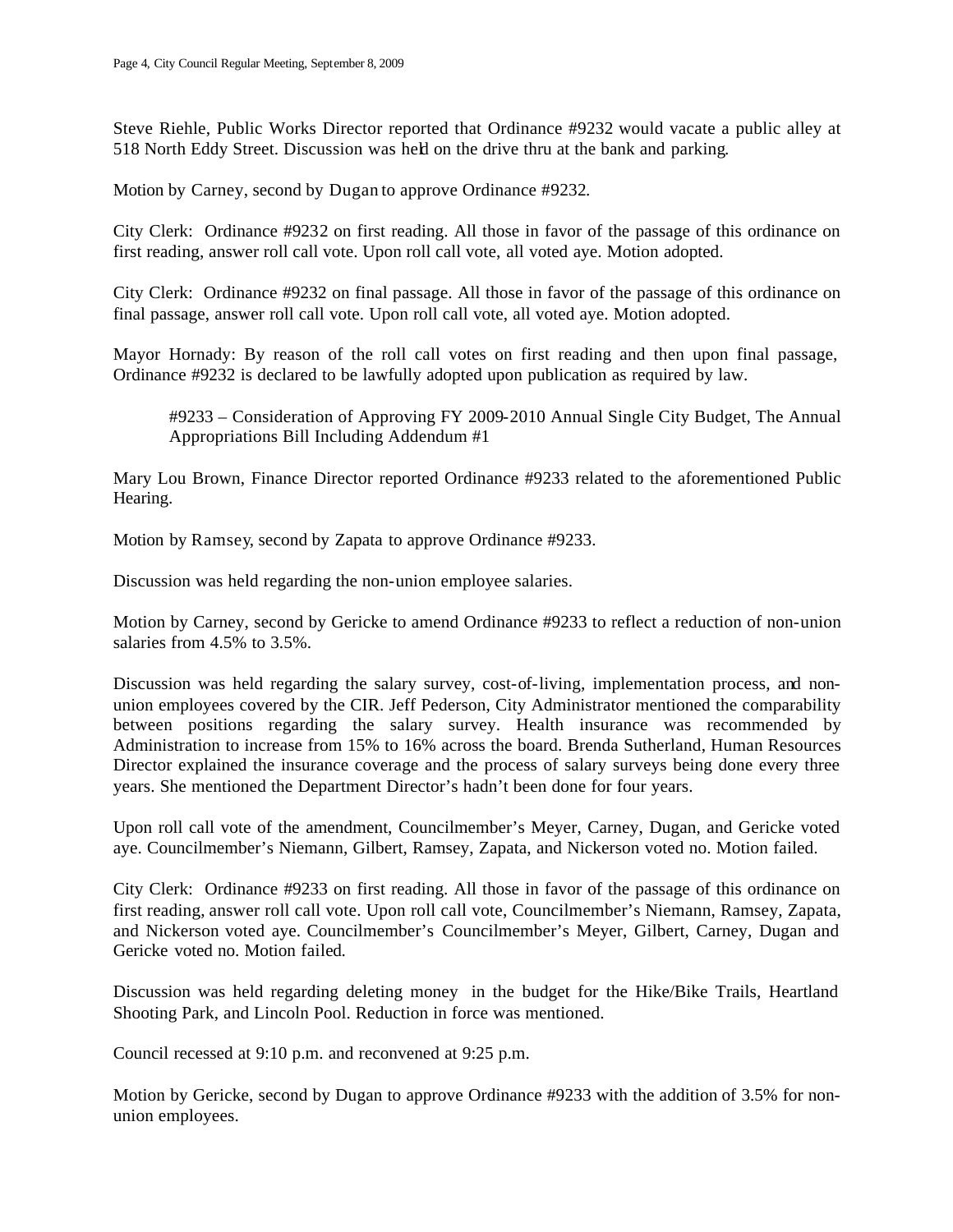Steve Riehle, Public Works Director reported that Ordinance #9232 would vacate a public alley at 518 North Eddy Street. Discussion was held on the drive thru at the bank and parking.

Motion by Carney, second by Dugan to approve Ordinance #9232.

City Clerk: Ordinance #9232 on first reading. All those in favor of the passage of this ordinance on first reading, answer roll call vote. Upon roll call vote, all voted aye. Motion adopted.

City Clerk: Ordinance #9232 on final passage. All those in favor of the passage of this ordinance on final passage, answer roll call vote. Upon roll call vote, all voted aye. Motion adopted.

Mayor Hornady: By reason of the roll call votes on first reading and then upon final passage, Ordinance #9232 is declared to be lawfully adopted upon publication as required by law.

> #9233 – Consideration of Approving FY 2009-2010 Annual Single City Budget, The Annual Appropriations Bill Including Addendum #1

Mary Lou Brown, Finance Director reported Ordinance #9233 related to the aforementioned Public Hearing.

Motion by Ramsey, second by Zapata to approve Ordinance #9233.

Discussion was held regarding the non-union employee salaries.

Motion by Carney, second by Gericke to amend Ordinance #9233 to reflect a reduction of non-union salaries from 4.5% to 3.5%.

Discussion was held regarding the salary survey, cost-of-living, implementation process, and non-union employees covered by the CIR. Jeff Pederson, City Administrator mentioned the comparability between positions regarding the salary survey. Health insurance was recommended by Administration to increase from 15% to 16% across the board. Brenda Sutherland, Human Resources Director explained the insurance coverage and the process of salary surveys being done every three years. She mentioned the Department Director's hadn't been done for four years.

Upon roll call vote of the amendment, Councilmember's Meyer, Carney, Dugan, and Gericke voted aye. Councilmember's Niemann, Gilbert, Ramsey, Zapata, and Nickerson voted no. Motion failed.

City Clerk: Ordinance #9233 on first reading. All those in favor of the passage of this ordinance on first reading, answer roll call vote. Upon roll call vote, Councilmember's Niemann, Ramsey, Zapata, and Nickerson voted aye. Councilmember's Councilmember's Meyer, Gilbert, Carney, Dugan and Gericke voted no. Motion failed.

Discussion was held regarding deleting money in the budget for the Hike/Bike Trails, Heartland Shooting Park, and Lincoln Pool. Reduction in force was mentioned.

Council recessed at 9:10 p.m. and reconvened at 9:25 p.m.

Motion by Gericke, second by Dugan to approve Ordinance #9233 with the addition of 3.5% for non-union employees.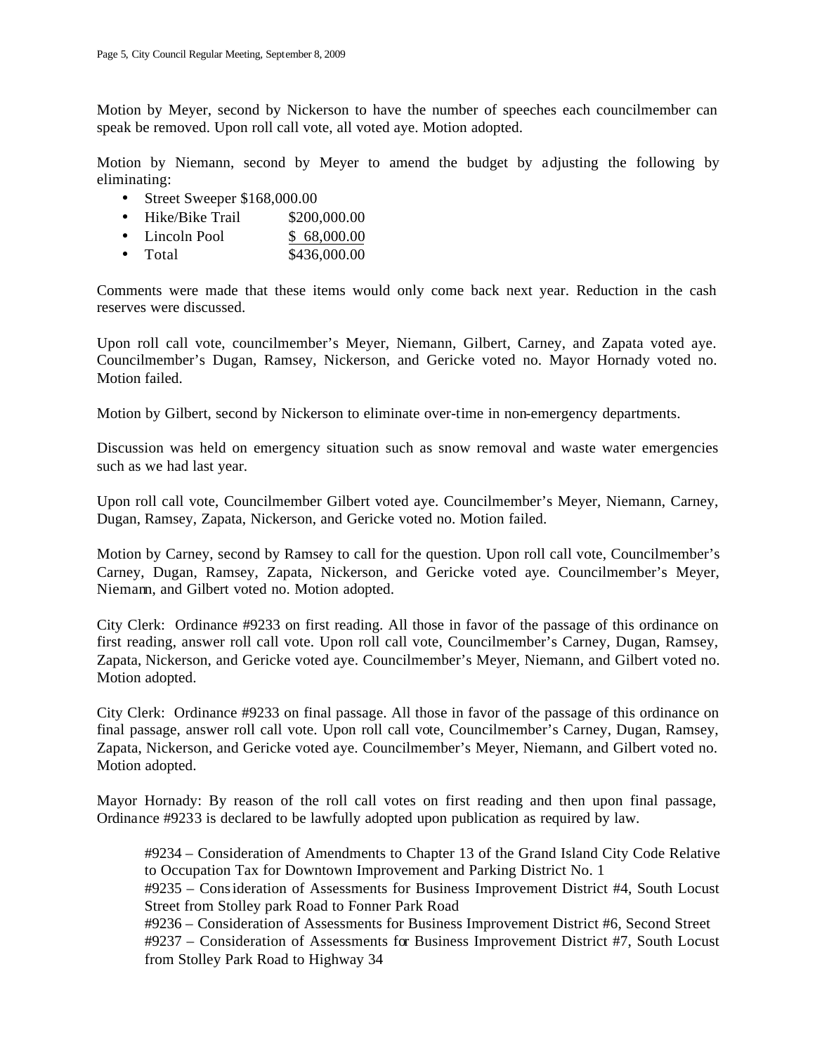Motion by Meyer, second by Nickerson to have the number of speeches each councilmember can speak be removed. Upon roll call vote, all voted aye. Motion adopted.

Motion by Niemann, second by Meyer to amend the budget by adjusting the following by eliminating:

- Street Sweeper $168,000.00
- Hike/Bike Trail $200,000.00
- Lincoln Pool $ 68,000.00
- Total $436,000.00

Comments were made that these items would only come back next year. Reduction in the cash reserves were discussed.

Upon roll call vote, councilmember's Meyer, Niemann, Gilbert, Carney, and Zapata voted aye. Councilmember's Dugan, Ramsey, Nickerson, and Gericke voted no. Mayor Hornady voted no. Motion failed.

Motion by Gilbert, second by Nickerson to eliminate over-time in non-emergency departments.

Discussion was held on emergency situation such as snow removal and waste water emergencies such as we had last year.

Upon roll call vote, Councilmember Gilbert voted aye. Councilmember's Meyer, Niemann, Carney, Dugan, Ramsey, Zapata, Nickerson, and Gericke voted no. Motion failed.

Motion by Carney, second by Ramsey to call for the question. Upon roll call vote, Councilmember's Carney, Dugan, Ramsey, Zapata, Nickerson, and Gericke voted aye. Councilmember's Meyer, Niemann, and Gilbert voted no. Motion adopted.

City Clerk: Ordinance #9233 on first reading. All those in favor of the passage of this ordinance on first reading, answer roll call vote. Upon roll call vote, Councilmember's Carney, Dugan, Ramsey, Zapata, Nickerson, and Gericke voted aye. Councilmember's Meyer, Niemann, and Gilbert voted no. Motion adopted.

City Clerk: Ordinance #9233 on final passage. All those in favor of the passage of this ordinance on final passage, answer roll call vote. Upon roll call vote, Councilmember's Carney, Dugan, Ramsey, Zapata, Nickerson, and Gericke voted aye. Councilmember's Meyer, Niemann, and Gilbert voted no. Motion adopted.

Mayor Hornady: By reason of the roll call votes on first reading and then upon final passage, Ordinance #9233 is declared to be lawfully adopted upon publication as required by law.

> #9234 – Consideration of Amendments to Chapter 13 of the Grand Island City Code Relative to Occupation Tax for Downtown Improvement and Parking District No. 1
> #9235 – Consideration of Assessments for Business Improvement District #4, South Locust Street from Stolley park Road to Fonner Park Road
> #9236 – Consideration of Assessments for Business Improvement District #6, Second Street
> #9237 – Consideration of Assessments for Business Improvement District #7, South Locust from Stolley Park Road to Highway 34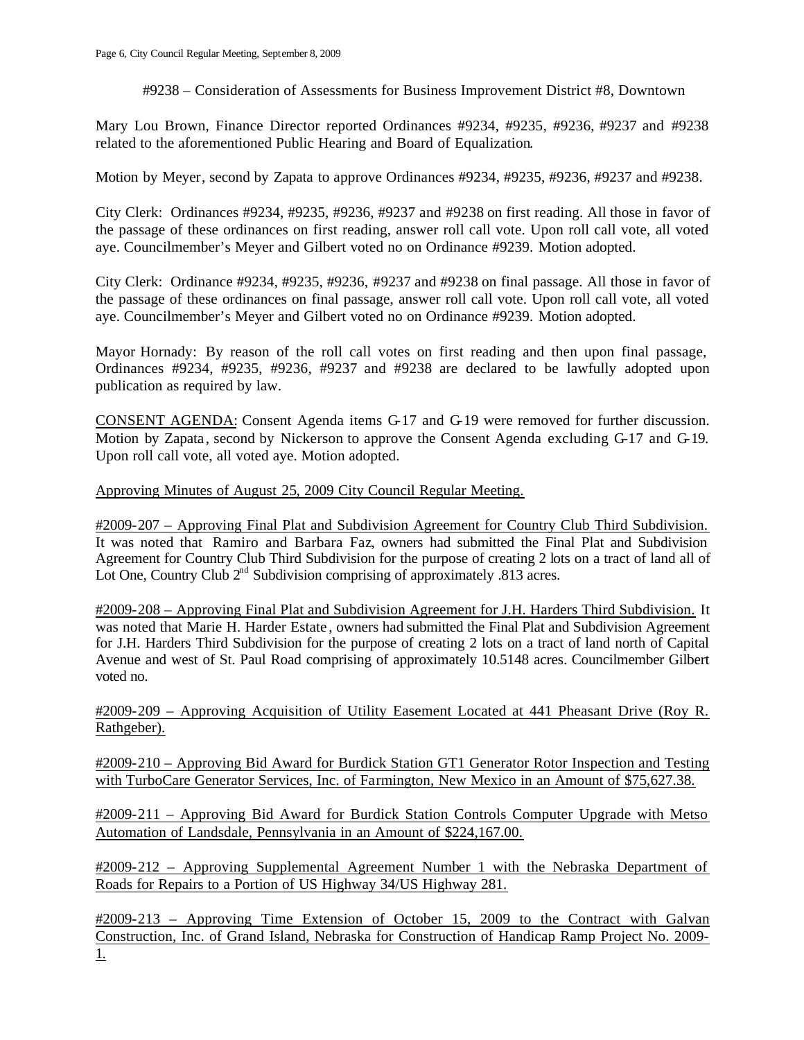#9238 – Consideration of Assessments for Business Improvement District #8, Downtown

Mary Lou Brown, Finance Director reported Ordinances #9234, #9235, #9236, #9237 and #9238 related to the aforementioned Public Hearing and Board of Equalization.

Motion by Meyer, second by Zapata to approve Ordinances #9234, #9235, #9236, #9237 and #9238.

City Clerk: Ordinances #9234, #9235, #9236, #9237 and #9238 on first reading. All those in favor of the passage of these ordinances on first reading, answer roll call vote. Upon roll call vote, all voted aye. Councilmember's Meyer and Gilbert voted no on Ordinance #9239. Motion adopted.

City Clerk: Ordinance #9234, #9235, #9236, #9237 and #9238 on final passage. All those in favor of the passage of these ordinances on final passage, answer roll call vote. Upon roll call vote, all voted aye. Councilmember's Meyer and Gilbert voted no on Ordinance #9239. Motion adopted.

Mayor Hornady: By reason of the roll call votes on first reading and then upon final passage, Ordinances #9234, #9235, #9236, #9237 and #9238 are declared to be lawfully adopted upon publication as required by law.

CONSENT AGENDA: Consent Agenda items G-17 and G-19 were removed for further discussion. Motion by Zapata, second by Nickerson to approve the Consent Agenda excluding G-17 and G-19. Upon roll call vote, all voted aye. Motion adopted.

Approving Minutes of August 25, 2009 City Council Regular Meeting.

#2009-207 – Approving Final Plat and Subdivision Agreement for Country Club Third Subdivision. It was noted that Ramiro and Barbara Faz, owners had submitted the Final Plat and Subdivision Agreement for Country Club Third Subdivision for the purpose of creating 2 lots on a tract of land all of Lot One, Country Club 2nd Subdivision comprising of approximately .813 acres.

#2009-208 – Approving Final Plat and Subdivision Agreement for J.H. Harders Third Subdivision. It was noted that Marie H. Harder Estate, owners had submitted the Final Plat and Subdivision Agreement for J.H. Harders Third Subdivision for the purpose of creating 2 lots on a tract of land north of Capital Avenue and west of St. Paul Road comprising of approximately 10.5148 acres. Councilmember Gilbert voted no.

#2009-209 – Approving Acquisition of Utility Easement Located at 441 Pheasant Drive (Roy R. Rathgeber).

#2009-210 – Approving Bid Award for Burdick Station GT1 Generator Rotor Inspection and Testing with TurboCare Generator Services, Inc. of Farmington, New Mexico in an Amount of $75,627.38.

#2009-211 – Approving Bid Award for Burdick Station Controls Computer Upgrade with Metso Automation of Landsdale, Pennsylvania in an Amount of $224,167.00.

#2009-212 – Approving Supplemental Agreement Number 1 with the Nebraska Department of Roads for Repairs to a Portion of US Highway 34/US Highway 281.

#2009-213 – Approving Time Extension of October 15, 2009 to the Contract with Galvan Construction, Inc. of Grand Island, Nebraska for Construction of Handicap Ramp Project No. 2009-1.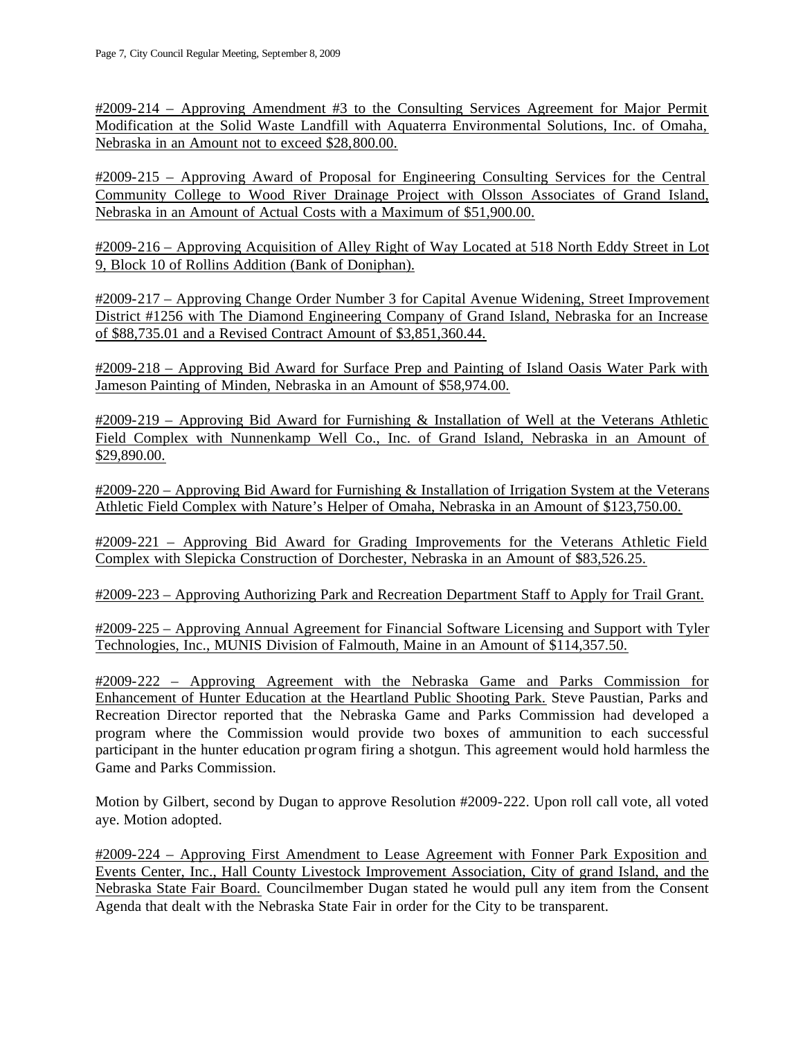#2009-214 – Approving Amendment #3 to the Consulting Services Agreement for Major Permit Modification at the Solid Waste Landfill with Aquaterra Environmental Solutions, Inc. of Omaha, Nebraska in an Amount not to exceed $28,800.00.

#2009-215 – Approving Award of Proposal for Engineering Consulting Services for the Central Community College to Wood River Drainage Project with Olsson Associates of Grand Island, Nebraska in an Amount of Actual Costs with a Maximum of $51,900.00.

#2009-216 – Approving Acquisition of Alley Right of Way Located at 518 North Eddy Street in Lot 9, Block 10 of Rollins Addition (Bank of Doniphan).

#2009-217 – Approving Change Order Number 3 for Capital Avenue Widening, Street Improvement District #1256 with The Diamond Engineering Company of Grand Island, Nebraska for an Increase of $88,735.01 and a Revised Contract Amount of $3,851,360.44.

#2009-218 – Approving Bid Award for Surface Prep and Painting of Island Oasis Water Park with Jameson Painting of Minden, Nebraska in an Amount of $58,974.00.

#2009-219 – Approving Bid Award for Furnishing & Installation of Well at the Veterans Athletic Field Complex with Nunnenkamp Well Co., Inc. of Grand Island, Nebraska in an Amount of $29,890.00.

#2009-220 – Approving Bid Award for Furnishing & Installation of Irrigation System at the Veterans Athletic Field Complex with Nature's Helper of Omaha, Nebraska in an Amount of $123,750.00.

#2009-221 – Approving Bid Award for Grading Improvements for the Veterans Athletic Field Complex with Slepicka Construction of Dorchester, Nebraska in an Amount of $83,526.25.

#2009-223 – Approving Authorizing Park and Recreation Department Staff to Apply for Trail Grant.

#2009-225 – Approving Annual Agreement for Financial Software Licensing and Support with Tyler Technologies, Inc., MUNIS Division of Falmouth, Maine in an Amount of $114,357.50.

#2009-222 – Approving Agreement with the Nebraska Game and Parks Commission for Enhancement of Hunter Education at the Heartland Public Shooting Park. Steve Paustian, Parks and Recreation Director reported that the Nebraska Game and Parks Commission had developed a program where the Commission would provide two boxes of ammunition to each successful participant in the hunter education program firing a shotgun. This agreement would hold harmless the Game and Parks Commission.

Motion by Gilbert, second by Dugan to approve Resolution #2009-222. Upon roll call vote, all voted aye. Motion adopted.

#2009-224 – Approving First Amendment to Lease Agreement with Fonner Park Exposition and Events Center, Inc., Hall County Livestock Improvement Association, City of grand Island, and the Nebraska State Fair Board. Councilmember Dugan stated he would pull any item from the Consent Agenda that dealt with the Nebraska State Fair in order for the City to be transparent.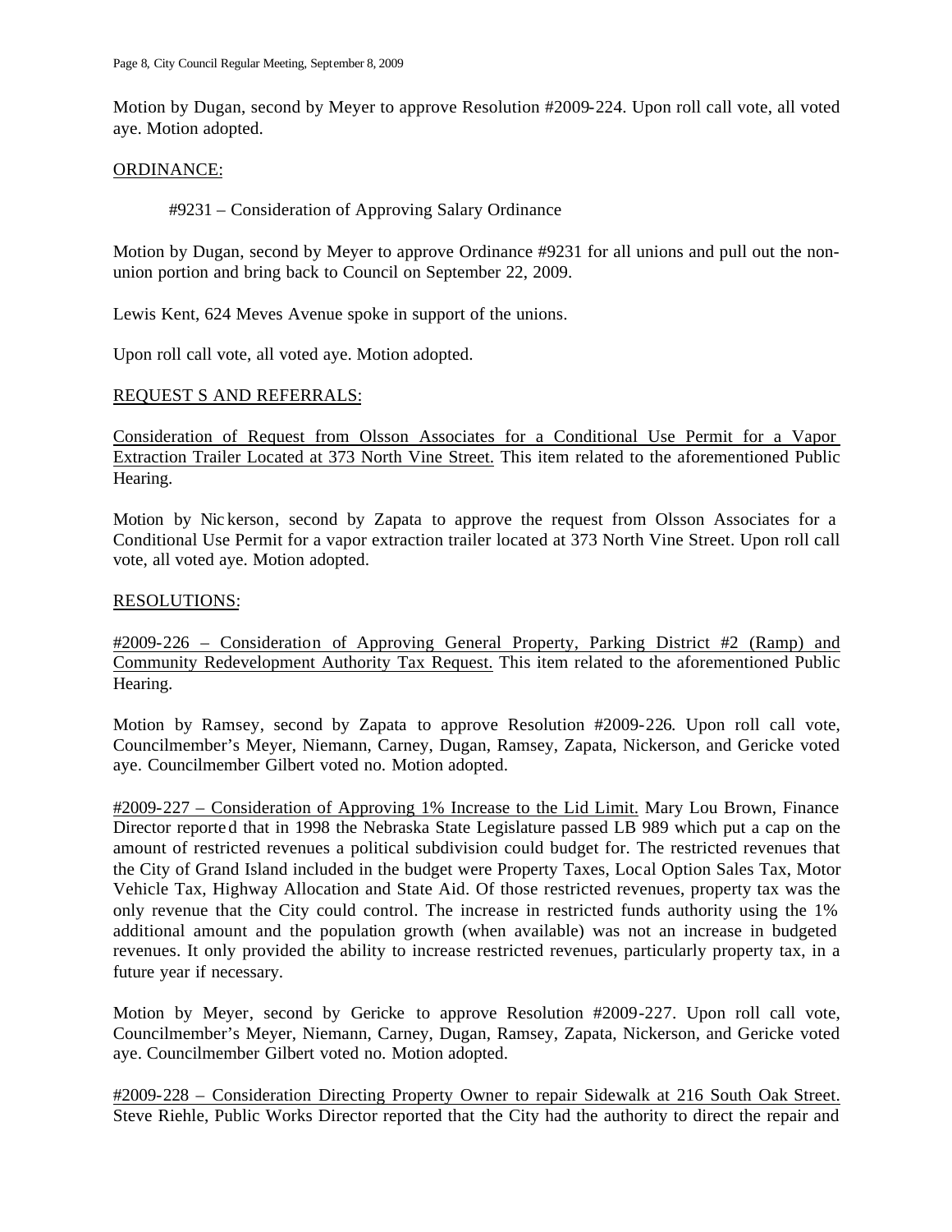Motion by Dugan, second by Meyer to approve Resolution #2009-224. Upon roll call vote, all voted aye. Motion adopted.

ORDINANCE:

#9231 – Consideration of Approving Salary Ordinance

Motion by Dugan, second by Meyer to approve Ordinance #9231 for all unions and pull out the non-union portion and bring back to Council on September 22, 2009.

Lewis Kent, 624 Meves Avenue spoke in support of the unions.

Upon roll call vote, all voted aye. Motion adopted.

REQUEST S AND REFERRALS:

Consideration of Request from Olsson Associates for a Conditional Use Permit for a Vapor Extraction Trailer Located at 373 North Vine Street. This item related to the aforementioned Public Hearing.

Motion by Nickerson, second by Zapata to approve the request from Olsson Associates for a Conditional Use Permit for a vapor extraction trailer located at 373 North Vine Street. Upon roll call vote, all voted aye. Motion adopted.

RESOLUTIONS:

#2009-226 – Consideration of Approving General Property, Parking District #2 (Ramp) and Community Redevelopment Authority Tax Request. This item related to the aforementioned Public Hearing.

Motion by Ramsey, second by Zapata to approve Resolution #2009-226. Upon roll call vote, Councilmember's Meyer, Niemann, Carney, Dugan, Ramsey, Zapata, Nickerson, and Gericke voted aye. Councilmember Gilbert voted no. Motion adopted.

#2009-227 – Consideration of Approving 1% Increase to the Lid Limit. Mary Lou Brown, Finance Director reported that in 1998 the Nebraska State Legislature passed LB 989 which put a cap on the amount of restricted revenues a political subdivision could budget for. The restricted revenues that the City of Grand Island included in the budget were Property Taxes, Local Option Sales Tax, Motor Vehicle Tax, Highway Allocation and State Aid. Of those restricted revenues, property tax was the only revenue that the City could control. The increase in restricted funds authority using the 1% additional amount and the population growth (when available) was not an increase in budgeted revenues. It only provided the ability to increase restricted revenues, particularly property tax, in a future year if necessary.

Motion by Meyer, second by Gericke to approve Resolution #2009-227. Upon roll call vote, Councilmember's Meyer, Niemann, Carney, Dugan, Ramsey, Zapata, Nickerson, and Gericke voted aye. Councilmember Gilbert voted no. Motion adopted.

#2009-228 – Consideration Directing Property Owner to repair Sidewalk at 216 South Oak Street. Steve Riehle, Public Works Director reported that the City had the authority to direct the repair and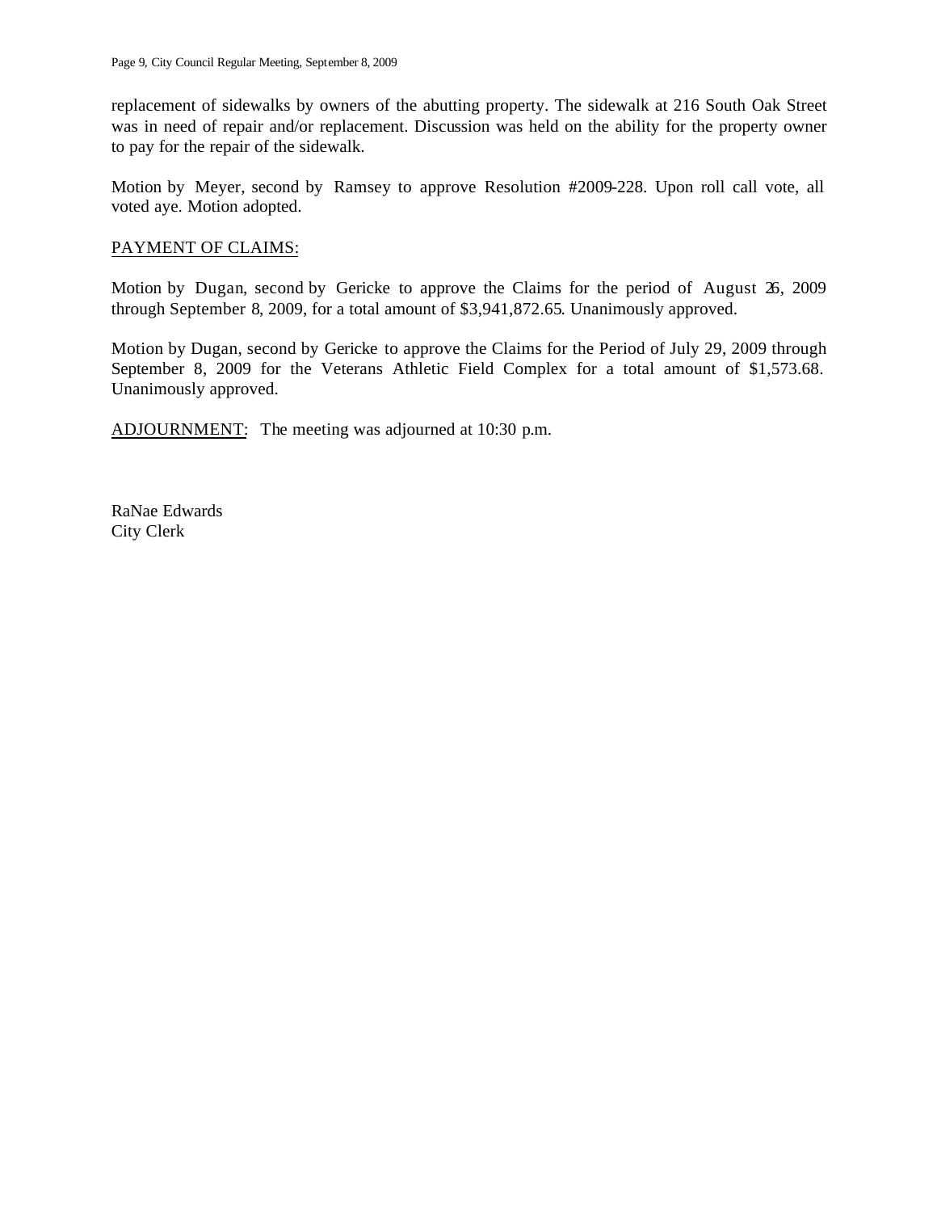replacement of sidewalks by owners of the abutting property. The sidewalk at 216 South Oak Street was in need of repair and/or replacement. Discussion was held on the ability for the property owner to pay for the repair of the sidewalk.

Motion by Meyer, second by Ramsey to approve Resolution #2009-228. Upon roll call vote, all voted aye. Motion adopted.

PAYMENT OF CLAIMS:

Motion by Dugan, second by Gericke to approve the Claims for the period of August 26, 2009 through September 8, 2009, for a total amount of $3,941,872.65. Unanimously approved.

Motion by Dugan, second by Gericke to approve the Claims for the Period of July 29, 2009 through September 8, 2009 for the Veterans Athletic Field Complex for a total amount of $1,573.68. Unanimously approved.

ADJOURNMENT: The meeting was adjourned at 10:30 p.m.

RaNae Edwards
City Clerk